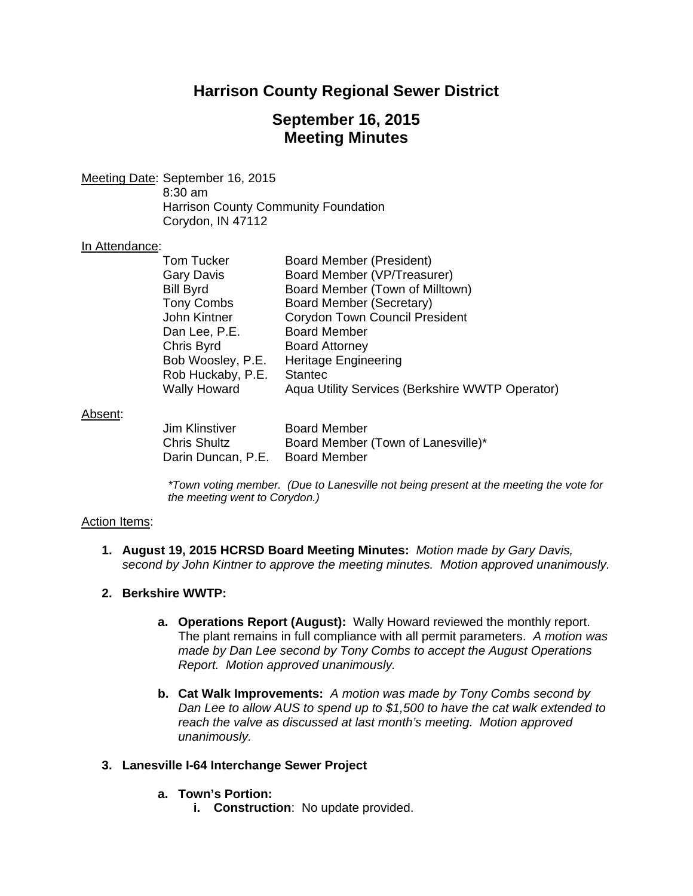# Harrison County Regional Sewer District

## September 16, 2015
## Meeting Minutes

Meeting Date: September 16, 2015
8:30 am
Harrison County Community Foundation
Corydon, IN 47112

In Attendance:

| | |
|---|---|
| Tom Tucker | Board Member (President) |
| Gary Davis | Board Member (VP/Treasurer) |
| Bill Byrd | Board Member (Town of Milltown) |
| Tony Combs | Board Member (Secretary) |
| John Kintner | Corydon Town Council President |
| Dan Lee, P.E. | Board Member |
| Chris Byrd | Board Attorney |
| Bob Woosley, P.E. | Heritage Engineering |
| Rob Huckaby, P.E. | Stantec |
| Wally Howard | Aqua Utility Services (Berkshire WWTP Operator) |

Absent:

| | |
|---|---|
| Jim Klinstiver | Board Member |
| Chris Shultz | Board Member (Town of Lanesville)* |
| Darin Duncan, P.E. | Board Member |

*\*Town voting member. (Due to Lanesville not being present at the meeting the vote for the meeting went to Corydon.)*

Action Items:

1. **August 19, 2015 HCRSD Board Meeting Minutes:** *Motion made by Gary Davis, second by John Kintner to approve the meeting minutes. Motion approved unanimously.*

2. **Berkshire WWTP:**

   a. **Operations Report (August):** Wally Howard reviewed the monthly report. The plant remains in full compliance with all permit parameters. *A motion was made by Dan Lee second by Tony Combs to accept the August Operations Report. Motion approved unanimously.*

   b. **Cat Walk Improvements:** *A motion was made by Tony Combs second by Dan Lee to allow AUS to spend up to $1,500 to have the cat walk extended to reach the valve as discussed at last month's meeting. Motion approved unanimously.*

3. **Lanesville I-64 Interchange Sewer Project**

   a. **Town's Portion:**
      i. **Construction**: No update provided.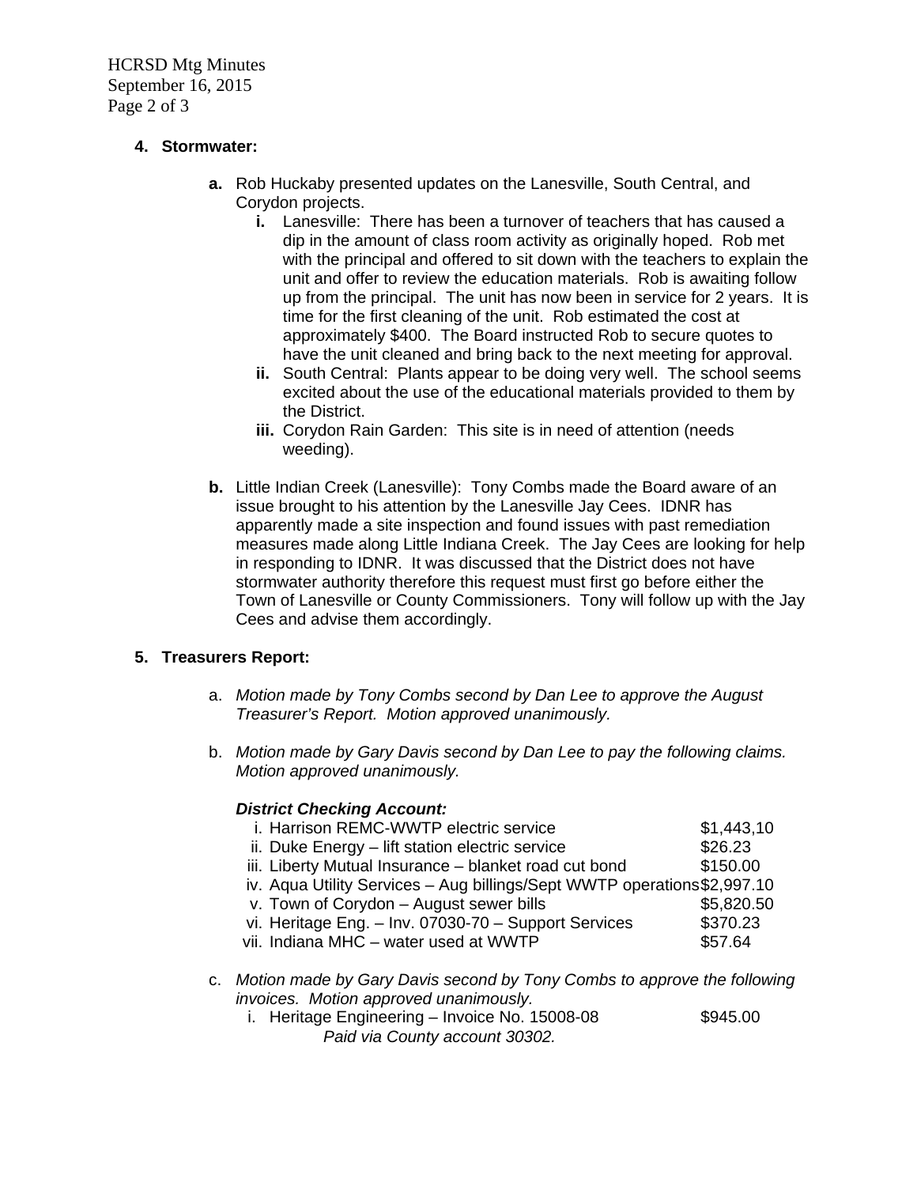**4. Stormwater:**

**a.** Rob Huckaby presented updates on the Lanesville, South Central, and Corydon projects.

   **i.** Lanesville: There has been a turnover of teachers that has caused a dip in the amount of class room activity as originally hoped. Rob met with the principal and offered to sit down with the teachers to explain the unit and offer to review the education materials. Rob is awaiting follow up from the principal. The unit has now been in service for 2 years. It is time for the first cleaning of the unit. Rob estimated the cost at approximately $400. The Board instructed Rob to secure quotes to have the unit cleaned and bring back to the next meeting for approval.

   **ii.** South Central: Plants appear to be doing very well. The school seems excited about the use of the educational materials provided to them by the District.

   **iii.** Corydon Rain Garden: This site is in need of attention (needs weeding).

**b.** Little Indian Creek (Lanesville): Tony Combs made the Board aware of an issue brought to his attention by the Lanesville Jay Cees. IDNR has apparently made a site inspection and found issues with past remediation measures made along Little Indiana Creek. The Jay Cees are looking for help in responding to IDNR. It was discussed that the District does not have stormwater authority therefore this request must first go before either the Town of Lanesville or County Commissioners. Tony will follow up with the Jay Cees and advise them accordingly.

**5. Treasurers Report:**

a. *Motion made by Tony Combs second by Dan Lee to approve the August Treasurer's Report. Motion approved unanimously.*

b. *Motion made by Gary Davis second by Dan Lee to pay the following claims. Motion approved unanimously.*

***District Checking Account:***

| | |
|---|---|
| i. Harrison REMC-WWTP electric service | $1,443,10 |
| ii. Duke Energy – lift station electric service | $26.23 |
| iii. Liberty Mutual Insurance – blanket road cut bond | $150.00 |
| iv. Aqua Utility Services – Aug billings/Sept WWTP operations | $2,997.10 |
| v. Town of Corydon – August sewer bills | $5,820.50 |
| vi. Heritage Eng. – Inv. 07030-70 – Support Services | $370.23 |
| vii. Indiana MHC – water used at WWTP | $57.64 |

c. *Motion made by Gary Davis second by Tony Combs to approve the following invoices. Motion approved unanimously.*

   i. Heritage Engineering – Invoice No. 15008-08 $945.00
   *Paid via County account 30302.*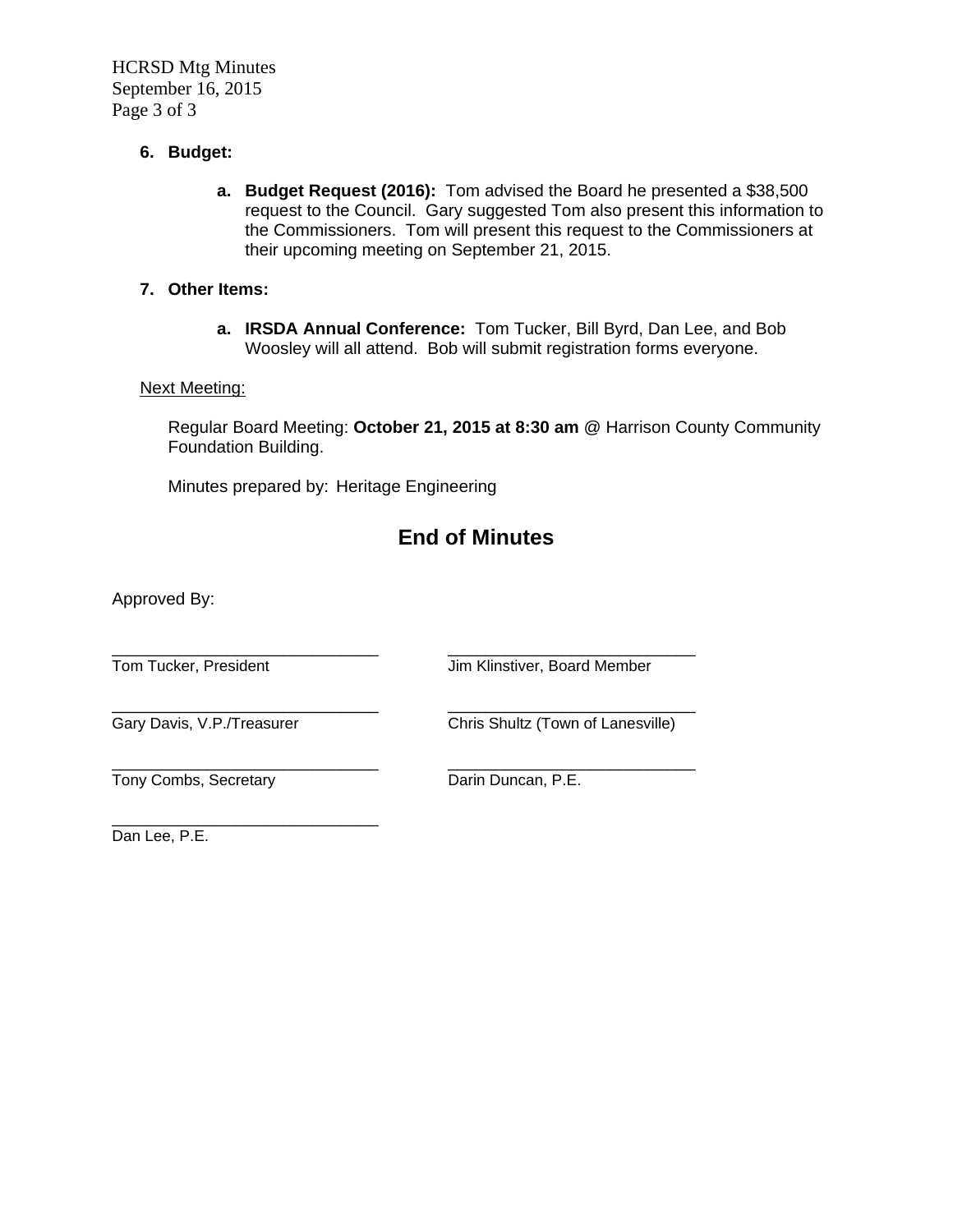6. **Budget:**

    a. **Budget Request (2016):** Tom advised the Board he presented a $38,500 request to the Council. Gary suggested Tom also present this information to the Commissioners. Tom will present this request to the Commissioners at their upcoming meeting on September 21, 2015.

7. **Other Items:**

    a. **IRSDA Annual Conference:** Tom Tucker, Bill Byrd, Dan Lee, and Bob Woosley will all attend. Bob will submit registration forms everyone.

<u>Next Meeting:</u>

Regular Board Meeting: **October 21, 2015 at 8:30 am** @ Harrison County Community Foundation Building.

Minutes prepared by: Heritage Engineering

## End of Minutes

Approved By:

| | |
|---|---|
| ______________________________ | ______________________________ |
| Tom Tucker, President | Jim Klinstiver, Board Member |
| ______________________________ | ______________________________ |
| Gary Davis, V.P./Treasurer | Chris Shultz (Town of Lanesville) |
| ______________________________ | ______________________________ |
| Tony Combs, Secretary | Darin Duncan, P.E. |
| ______________________________ | |
| Dan Lee, P.E. | |